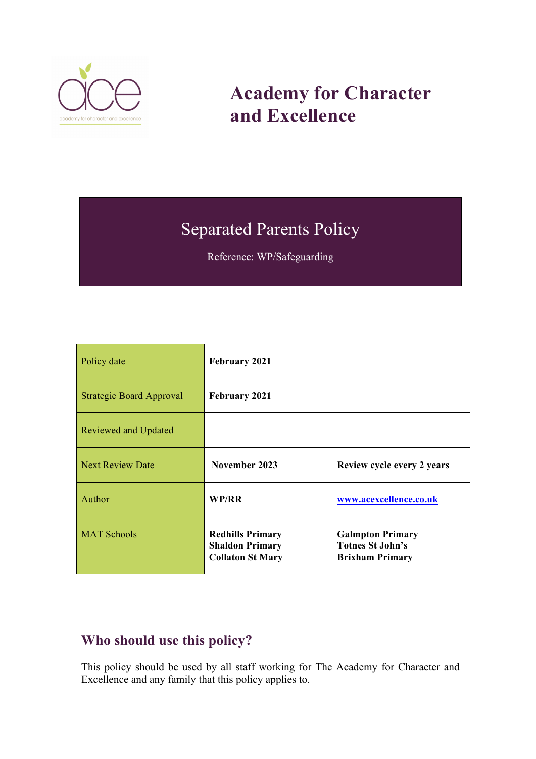# Academy for Character and Excellence

## Separated Parents Policy

Reference: WP/Safeguarding

| | | |
|---|---|---|
| Policy date | **February 2021** | |
| Strategic Board Approval | **February 2021** | |
| Reviewed and Updated | | |
| Next Review Date | **November 2023** | **Review cycle every 2 years** |
| Author | **WP/RR** | **www.acexcellence.co.uk** |
| MAT Schools | **Redhills Primary**<br>**Shaldon Primary**<br>**Collaton St Mary** | **Galmpton Primary**<br>**Totnes St John's**<br>**Brixham Primary** |

## Who should use this policy?

This policy should be used by all staff working for The Academy for Character and Excellence and any family that this policy applies to.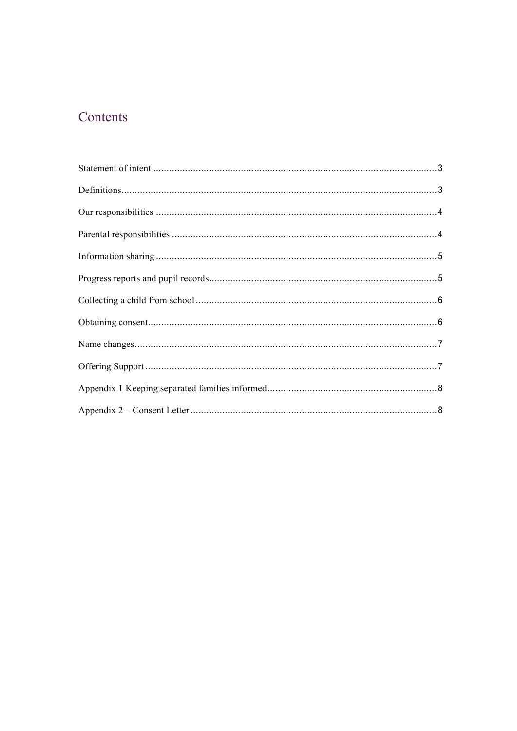# Contents

Statement of intent ........................................................................................................3

Definitions....................................................................................................................3

Our responsibilities ......................................................................................................4

Parental responsibilities ................................................................................................4

Information sharing .......................................................................................................5

Progress reports and pupil records...................................................................................5

Collecting a child from school ........................................................................................6

Obtaining consent..........................................................................................................6

Name changes...............................................................................................................7

Offering Support ...........................................................................................................7

Appendix 1 Keeping separated families informed..............................................................8

Appendix 2 – Consent Letter ..........................................................................................8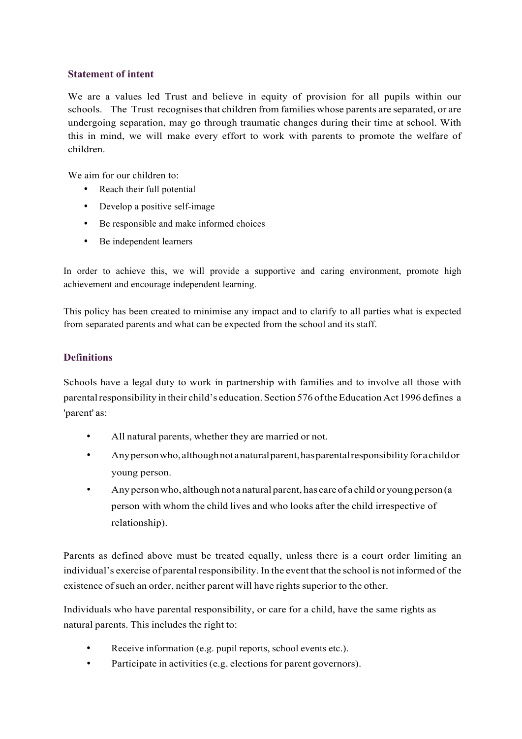## Statement of intent

We are a values led Trust and believe in equity of provision for all pupils within our schools. The Trust recognises that children from families whose parents are separated, or are undergoing separation, may go through traumatic changes during their time at school. With this in mind, we will make every effort to work with parents to promote the welfare of children.

We aim for our children to:

- Reach their full potential
- Develop a positive self-image
- Be responsible and make informed choices
- Be independent learners

In order to achieve this, we will provide a supportive and caring environment, promote high achievement and encourage independent learning.

This policy has been created to minimise any impact and to clarify to all parties what is expected from separated parents and what can be expected from the school and its staff.

## Definitions

Schools have a legal duty to work in partnership with families and to involve all those with parental responsibility in their child's education. Section 576 of the Education Act 1996 defines a 'parent' as:

- All natural parents, whether they are married or not.
- Any person who, although not a natural parent, has parental responsibility for a child or young person.
- Any person who, although not a natural parent, has care of a child or young person (a person with whom the child lives and who looks after the child irrespective of relationship).

Parents as defined above must be treated equally, unless there is a court order limiting an individual's exercise of parental responsibility. In the event that the school is not informed of the existence of such an order, neither parent will have rights superior to the other.

Individuals who have parental responsibility, or care for a child, have the same rights as natural parents. This includes the right to:

- Receive information (e.g. pupil reports, school events etc.).
- Participate in activities (e.g. elections for parent governors).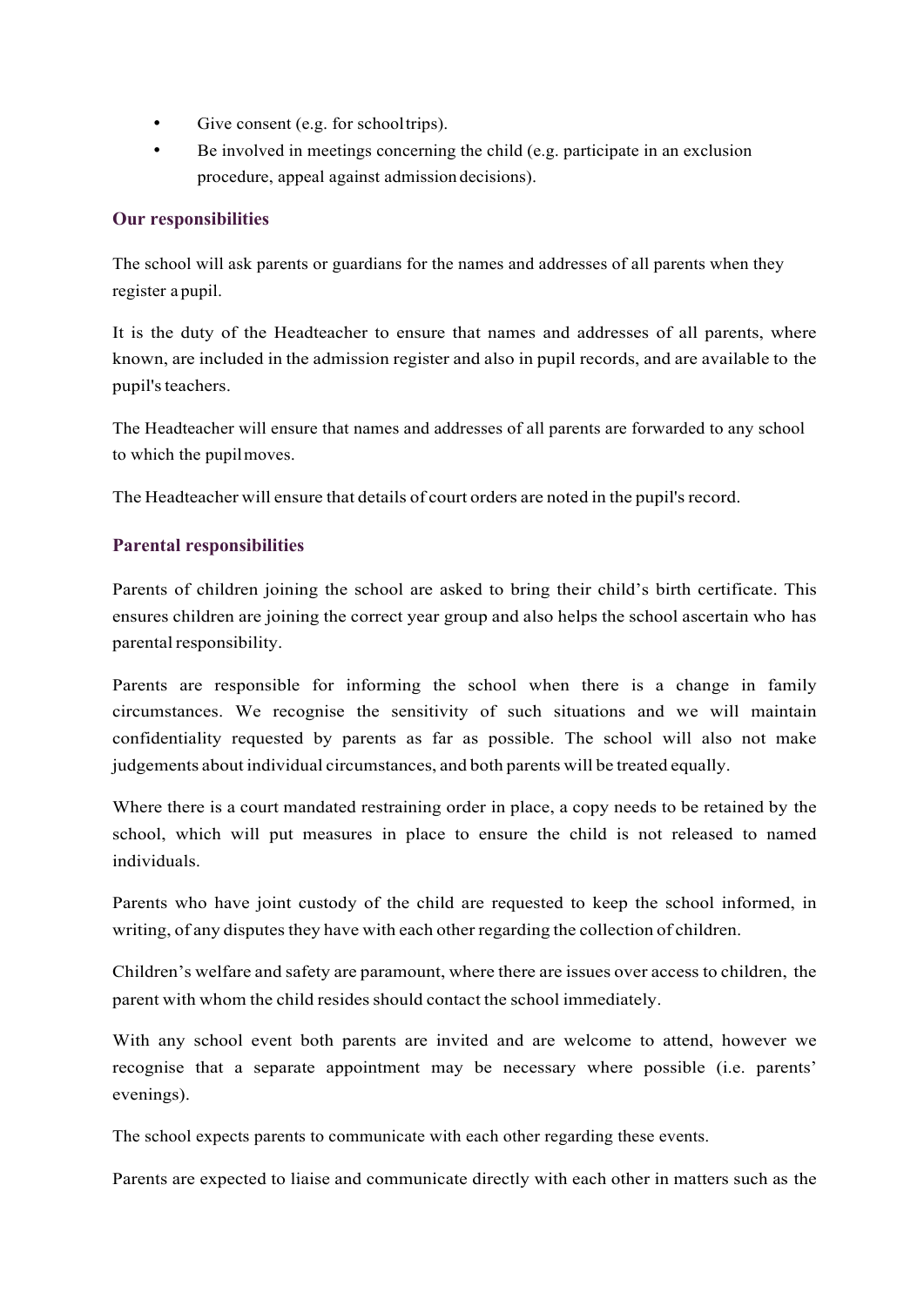- Give consent (e.g. for school trips).
- Be involved in meetings concerning the child (e.g. participate in an exclusion procedure, appeal against admission decisions).

### Our responsibilities

The school will ask parents or guardians for the names and addresses of all parents when they register a pupil.

It is the duty of the Headteacher to ensure that names and addresses of all parents, where known, are included in the admission register and also in pupil records, and are available to the pupil's teachers.

The Headteacher will ensure that names and addresses of all parents are forwarded to any school to which the pupil moves.

The Headteacher will ensure that details of court orders are noted in the pupil's record.

### Parental responsibilities

Parents of children joining the school are asked to bring their child's birth certificate. This ensures children are joining the correct year group and also helps the school ascertain who has parental responsibility.

Parents are responsible for informing the school when there is a change in family circumstances. We recognise the sensitivity of such situations and we will maintain confidentiality requested by parents as far as possible. The school will also not make judgements about individual circumstances, and both parents will be treated equally.

Where there is a court mandated restraining order in place, a copy needs to be retained by the school, which will put measures in place to ensure the child is not released to named individuals.

Parents who have joint custody of the child are requested to keep the school informed, in writing, of any disputes they have with each other regarding the collection of children.

Children's welfare and safety are paramount, where there are issues over access to children, the parent with whom the child resides should contact the school immediately.

With any school event both parents are invited and are welcome to attend, however we recognise that a separate appointment may be necessary where possible (i.e. parents' evenings).

The school expects parents to communicate with each other regarding these events.

Parents are expected to liaise and communicate directly with each other in matters such as the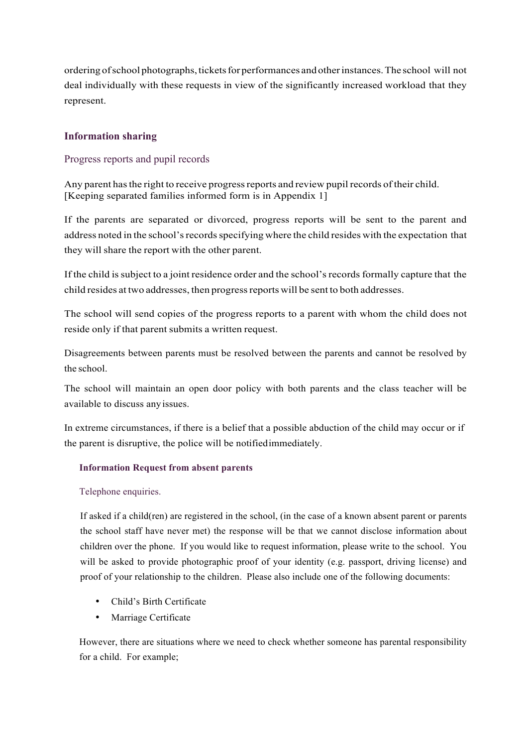ordering of school photographs, tickets for performances and other instances. The school will not deal individually with these requests in view of the significantly increased workload that they represent.

## Information sharing

### Progress reports and pupil records

Any parent has the right to receive progress reports and review pupil records of their child. [Keeping separated families informed form is in Appendix 1]

If the parents are separated or divorced, progress reports will be sent to the parent and address noted in the school's records specifying where the child resides with the expectation that they will share the report with the other parent.

If the child is subject to a joint residence order and the school's records formally capture that the child resides at two addresses, then progress reports will be sent to both addresses.

The school will send copies of the progress reports to a parent with whom the child does not reside only if that parent submits a written request.

Disagreements between parents must be resolved between the parents and cannot be resolved by the school.

The school will maintain an open door policy with both parents and the class teacher will be available to discuss any issues.

In extreme circumstances, if there is a belief that a possible abduction of the child may occur or if the parent is disruptive, the police will be notified immediately.

## Information Request from absent parents

### Telephone enquiries.

If asked if a child(ren) are registered in the school, (in the case of a known absent parent or parents the school staff have never met) the response will be that we cannot disclose information about children over the phone. If you would like to request information, please write to the school. You will be asked to provide photographic proof of your identity (e.g. passport, driving license) and proof of your relationship to the children. Please also include one of the following documents:

- Child's Birth Certificate
- Marriage Certificate

However, there are situations where we need to check whether someone has parental responsibility for a child. For example;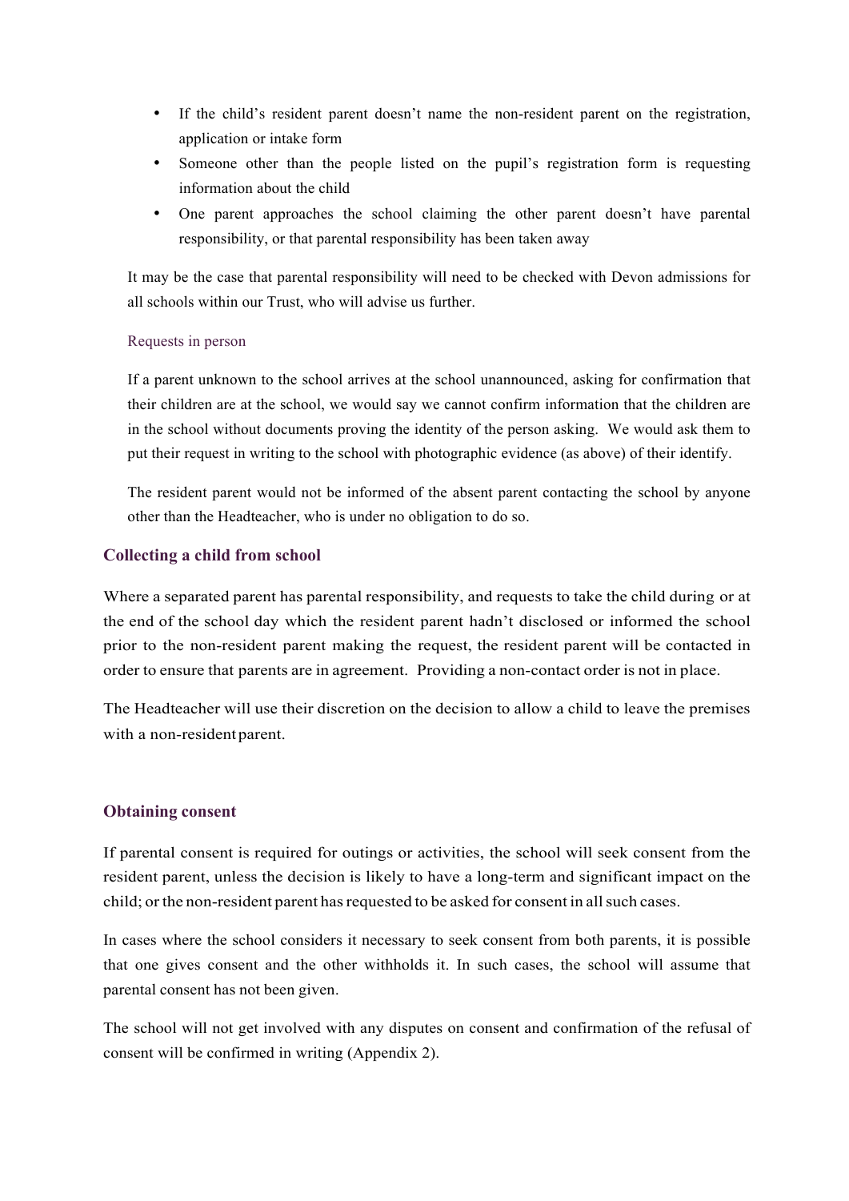- If the child's resident parent doesn't name the non-resident parent on the registration, application or intake form
- Someone other than the people listed on the pupil's registration form is requesting information about the child
- One parent approaches the school claiming the other parent doesn't have parental responsibility, or that parental responsibility has been taken away

It may be the case that parental responsibility will need to be checked with Devon admissions for all schools within our Trust, who will advise us further.

### Requests in person

If a parent unknown to the school arrives at the school unannounced, asking for confirmation that their children are at the school, we would say we cannot confirm information that the children are in the school without documents proving the identity of the person asking. We would ask them to put their request in writing to the school with photographic evidence (as above) of their identify.

The resident parent would not be informed of the absent parent contacting the school by anyone other than the Headteacher, who is under no obligation to do so.

## Collecting a child from school

Where a separated parent has parental responsibility, and requests to take the child during or at the end of the school day which the resident parent hadn't disclosed or informed the school prior to the non-resident parent making the request, the resident parent will be contacted in order to ensure that parents are in agreement. Providing a non-contact order is not in place.

The Headteacher will use their discretion on the decision to allow a child to leave the premises with a non-resident parent.

## Obtaining consent

If parental consent is required for outings or activities, the school will seek consent from the resident parent, unless the decision is likely to have a long-term and significant impact on the child; or the non-resident parent has requested to be asked for consent in all such cases.

In cases where the school considers it necessary to seek consent from both parents, it is possible that one gives consent and the other withholds it. In such cases, the school will assume that parental consent has not been given.

The school will not get involved with any disputes on consent and confirmation of the refusal of consent will be confirmed in writing (Appendix 2).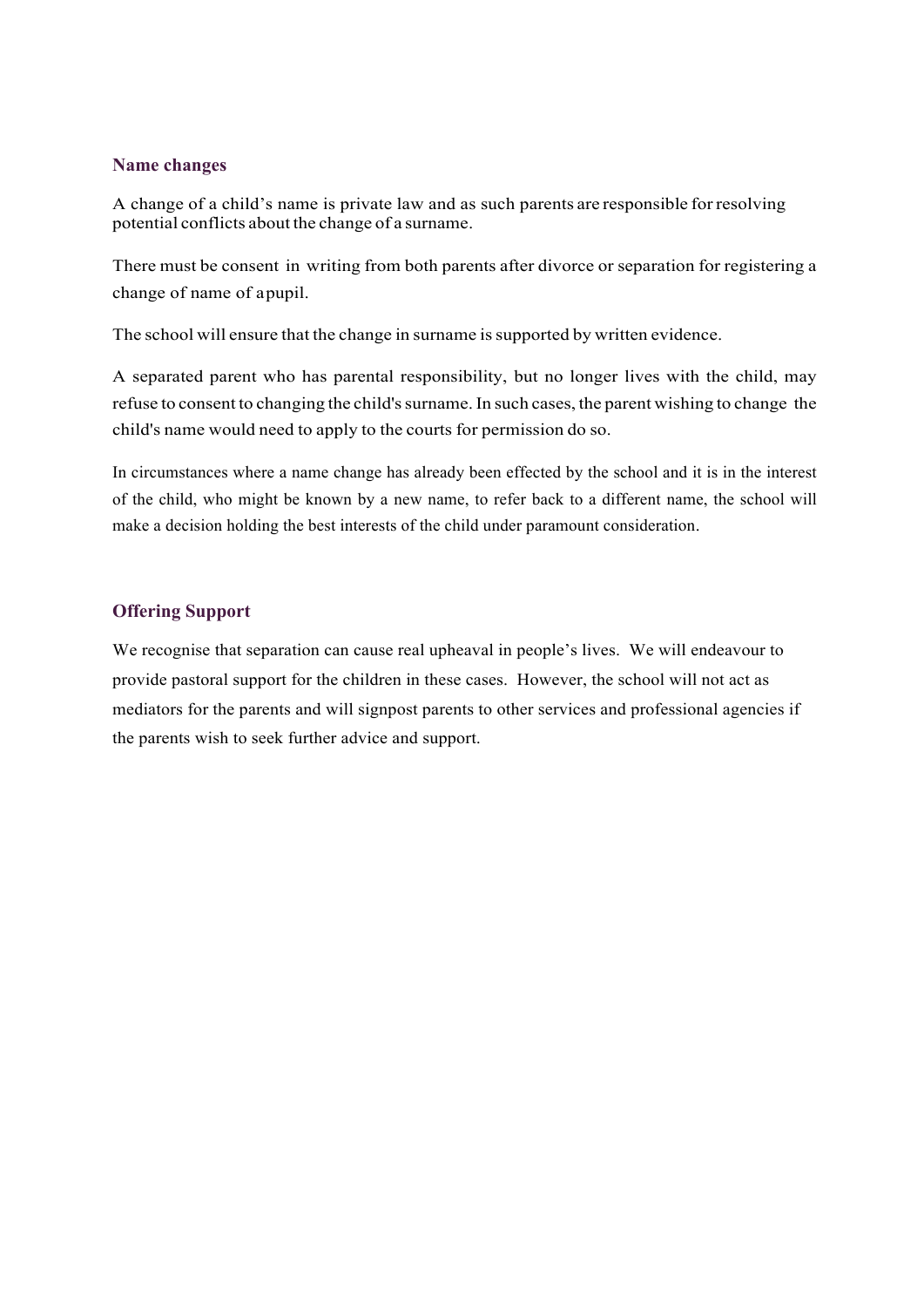## Name changes

A change of a child's name is private law and as such parents are responsible for resolving potential conflicts about the change of a surname.

There must be consent in writing from both parents after divorce or separation for registering a change of name of a pupil.

The school will ensure that the change in surname is supported by written evidence.

A separated parent who has parental responsibility, but no longer lives with the child, may refuse to consent to changing the child's surname. In such cases, the parent wishing to change the child's name would need to apply to the courts for permission do so.

In circumstances where a name change has already been effected by the school and it is in the interest of the child, who might be known by a new name, to refer back to a different name, the school will make a decision holding the best interests of the child under paramount consideration.

## Offering Support

We recognise that separation can cause real upheaval in people's lives. We will endeavour to provide pastoral support for the children in these cases. However, the school will not act as mediators for the parents and will signpost parents to other services and professional agencies if the parents wish to seek further advice and support.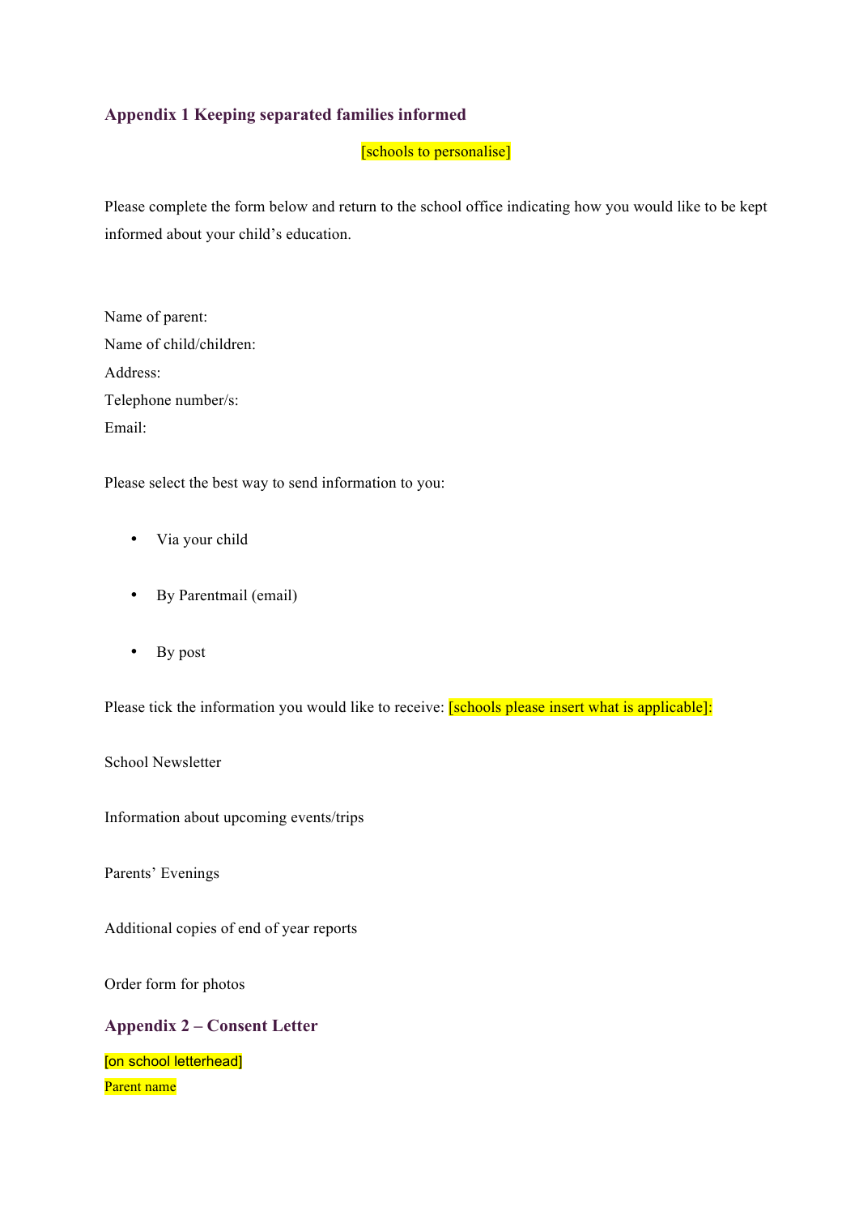## Appendix 1 Keeping separated families informed

[schools to personalise]

Please complete the form below and return to the school office indicating how you would like to be kept informed about your child's education.

Name of parent:
Name of child/children:
Address:
Telephone number/s:
Email:

Please select the best way to send information to you:

- Via your child
- By Parentmail (email)
- By post

Please tick the information you would like to receive: [schools please insert what is applicable]:

School Newsletter

Information about upcoming events/trips

Parents' Evenings

Additional copies of end of year reports

Order form for photos

## Appendix 2 – Consent Letter

[on school letterhead]

Parent name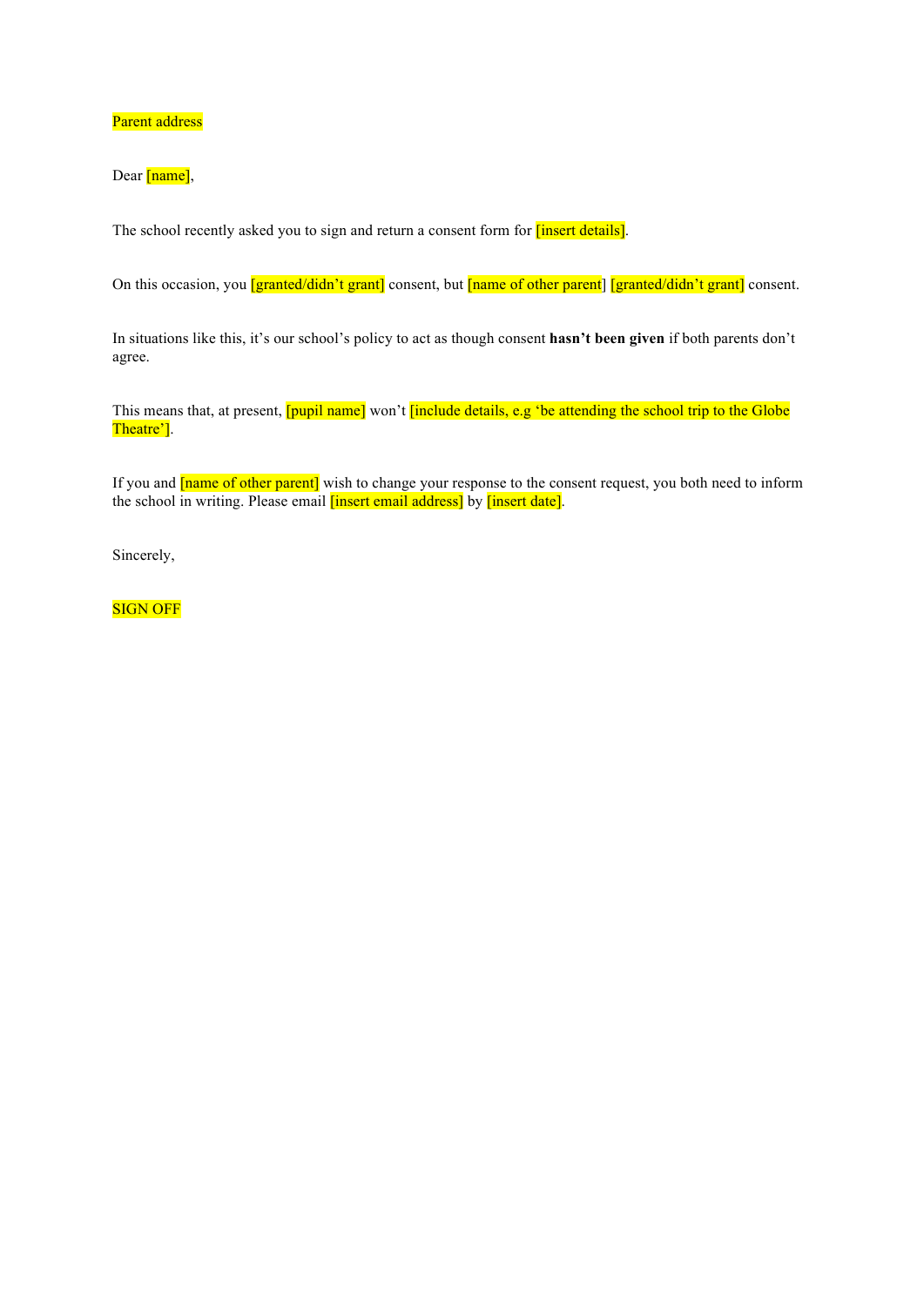Parent address

Dear [name],

The school recently asked you to sign and return a consent form for [insert details].

On this occasion, you [granted/didn't grant] consent, but [name of other parent] [granted/didn't grant] consent.

In situations like this, it's our school's policy to act as though consent **hasn't been given** if both parents don't agree.

This means that, at present, [pupil name] won't [include details, e.g 'be attending the school trip to the Globe Theatre'].

If you and [name of other parent] wish to change your response to the consent request, you both need to inform the school in writing. Please email [insert email address] by [insert date].

Sincerely,

SIGN OFF